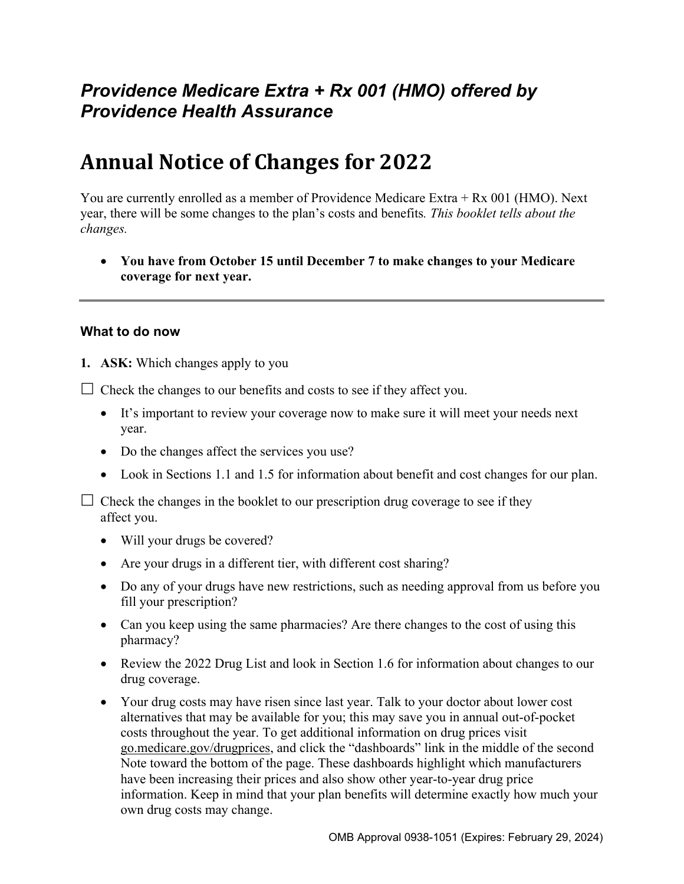### *Providence Medicare Extra + Rx 001 (HMO) offered by Providence Health Assurance*

# Annual Notice of Changes for 2022

You are currently enrolled as a member of Providence Medicare Extra + Rx 001 (HMO). Next year, there will be some changes to the plan's costs and benefits*. This booklet tells about the changes.*

- **You have from October 15 until December 7 to make changes to your Medicare coverage for next year.**

---

#### What to do now

1. **ASK:** Which changes apply to you

☐ Check the changes to our benefits and costs to see if they affect you.

- It's important to review your coverage now to make sure it will meet your needs next year.
- Do the changes affect the services you use?
- Look in Sections 1.1 and 1.5 for information about benefit and cost changes for our plan.

☐ Check the changes in the booklet to our prescription drug coverage to see if they affect you.

- Will your drugs be covered?
- Are your drugs in a different tier, with different cost sharing?
- Do any of your drugs have new restrictions, such as needing approval from us before you fill your prescription?
- Can you keep using the same pharmacies? Are there changes to the cost of using this pharmacy?
- Review the 2022 Drug List and look in Section 1.6 for information about changes to our drug coverage.
- Your drug costs may have risen since last year. Talk to your doctor about lower cost alternatives that may be available for you; this may save you in annual out-of-pocket costs throughout the year. To get additional information on drug prices visit go.medicare.gov/drugprices, and click the "dashboards" link in the middle of the second Note toward the bottom of the page. These dashboards highlight which manufacturers have been increasing their prices and also show other year-to-year drug price information. Keep in mind that your plan benefits will determine exactly how much your own drug costs may change.

OMB Approval 0938-1051 (Expires: February 29, 2024)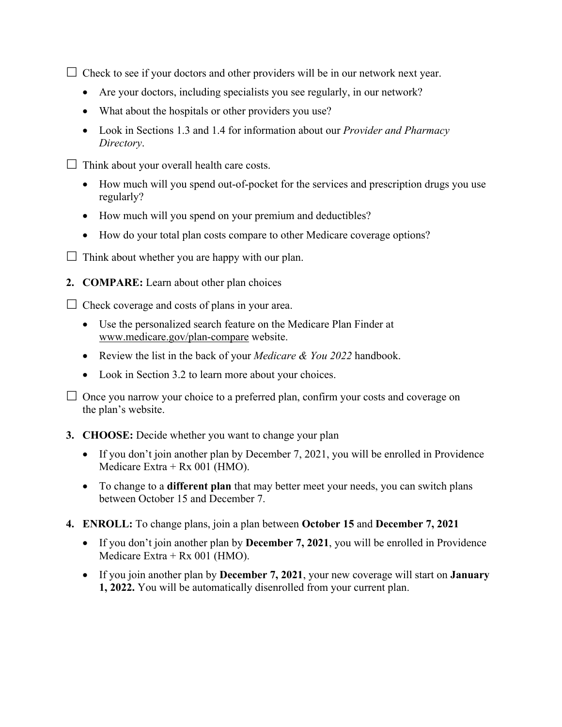☐ Check to see if your doctors and other providers will be in our network next year.

- Are your doctors, including specialists you see regularly, in our network?
- What about the hospitals or other providers you use?
- Look in Sections 1.3 and 1.4 for information about our *Provider and Pharmacy Directory*.

☐ Think about your overall health care costs.

- How much will you spend out-of-pocket for the services and prescription drugs you use regularly?
- How much will you spend on your premium and deductibles?
- How do your total plan costs compare to other Medicare coverage options?

☐ Think about whether you are happy with our plan.

2. **COMPARE:** Learn about other plan choices

☐ Check coverage and costs of plans in your area.

- Use the personalized search feature on the Medicare Plan Finder at www.medicare.gov/plan-compare website.
- Review the list in the back of your *Medicare & You 2022* handbook.
- Look in Section 3.2 to learn more about your choices.

☐ Once you narrow your choice to a preferred plan, confirm your costs and coverage on the plan's website.

3. **CHOOSE:** Decide whether you want to change your plan

- If you don't join another plan by December 7, 2021, you will be enrolled in Providence Medicare Extra + Rx 001 (HMO).
- To change to a **different plan** that may better meet your needs, you can switch plans between October 15 and December 7.

4. **ENROLL:** To change plans, join a plan between **October 15** and **December 7, 2021**

- If you don't join another plan by **December 7, 2021**, you will be enrolled in Providence Medicare Extra + Rx 001 (HMO).
- If you join another plan by **December 7, 2021**, your new coverage will start on **January 1, 2022.** You will be automatically disenrolled from your current plan.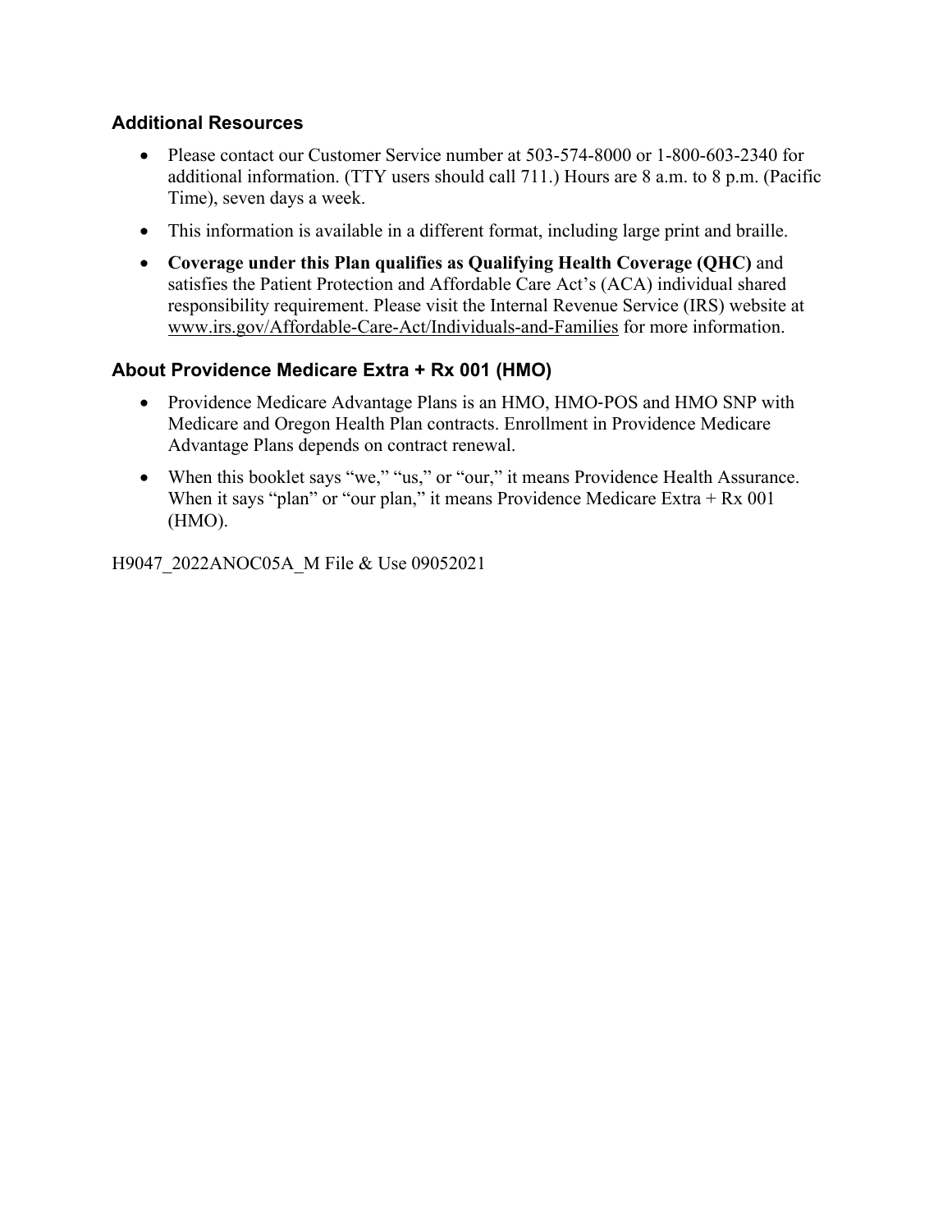### Additional Resources

- Please contact our Customer Service number at 503-574-8000 or 1-800-603-2340 for additional information. (TTY users should call 711.) Hours are 8 a.m. to 8 p.m. (Pacific Time), seven days a week.
- This information is available in a different format, including large print and braille.
- **Coverage under this Plan qualifies as Qualifying Health Coverage (QHC)** and satisfies the Patient Protection and Affordable Care Act's (ACA) individual shared responsibility requirement. Please visit the Internal Revenue Service (IRS) website at www.irs.gov/Affordable-Care-Act/Individuals-and-Families for more information.

### About Providence Medicare Extra + Rx 001 (HMO)

- Providence Medicare Advantage Plans is an HMO, HMO-POS and HMO SNP with Medicare and Oregon Health Plan contracts. Enrollment in Providence Medicare Advantage Plans depends on contract renewal.
- When this booklet says "we," "us," or "our," it means Providence Health Assurance. When it says "plan" or "our plan," it means Providence Medicare Extra + Rx 001 (HMO).

H9047_2022ANOC05A_M File & Use 09052021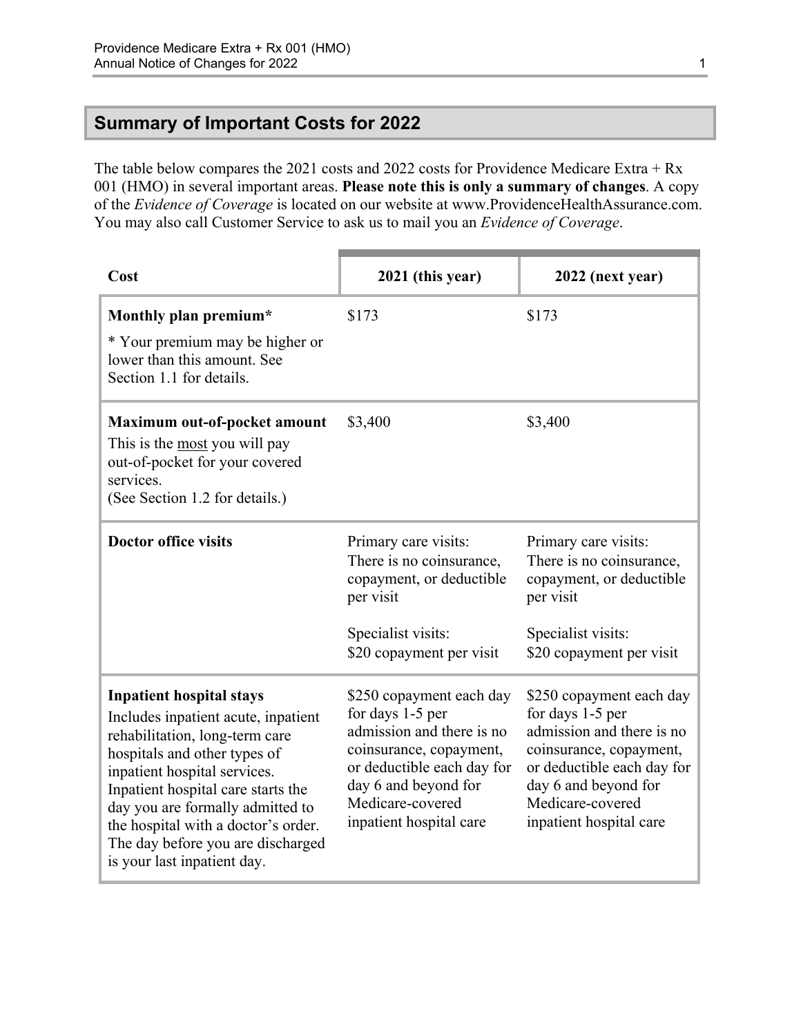## Summary of Important Costs for 2022

The table below compares the 2021 costs and 2022 costs for Providence Medicare Extra + Rx 001 (HMO) in several important areas. **Please note this is only a summary of changes**. A copy of the *Evidence of Coverage* is located on our website at www.ProvidenceHealthAssurance.com. You may also call Customer Service to ask us to mail you an *Evidence of Coverage*.

| Cost | 2021 (this year) | 2022 (next year) |
|---|---|---|
| **Monthly plan premium*** <br> * Your premium may be higher or lower than this amount. See Section 1.1 for details. | $173 | $173 |
| **Maximum out-of-pocket amount** <br> This is the most you will pay out-of-pocket for your covered services. <br> (See Section 1.2 for details.) | $3,400 | $3,400 |
| **Doctor office visits** | Primary care visits: There is no coinsurance, copayment, or deductible per visit <br><br> Specialist visits: $20 copayment per visit | Primary care visits: There is no coinsurance, copayment, or deductible per visit <br><br> Specialist visits: $20 copayment per visit |
| **Inpatient hospital stays** <br> Includes inpatient acute, inpatient rehabilitation, long-term care hospitals and other types of inpatient hospital services. Inpatient hospital care starts the day you are formally admitted to the hospital with a doctor's order. The day before you are discharged is your last inpatient day. | $250 copayment each day for days 1-5 per admission and there is no coinsurance, copayment, or deductible each day for day 6 and beyond for Medicare-covered inpatient hospital care | $250 copayment each day for days 1-5 per admission and there is no coinsurance, copayment, or deductible each day for day 6 and beyond for Medicare-covered inpatient hospital care |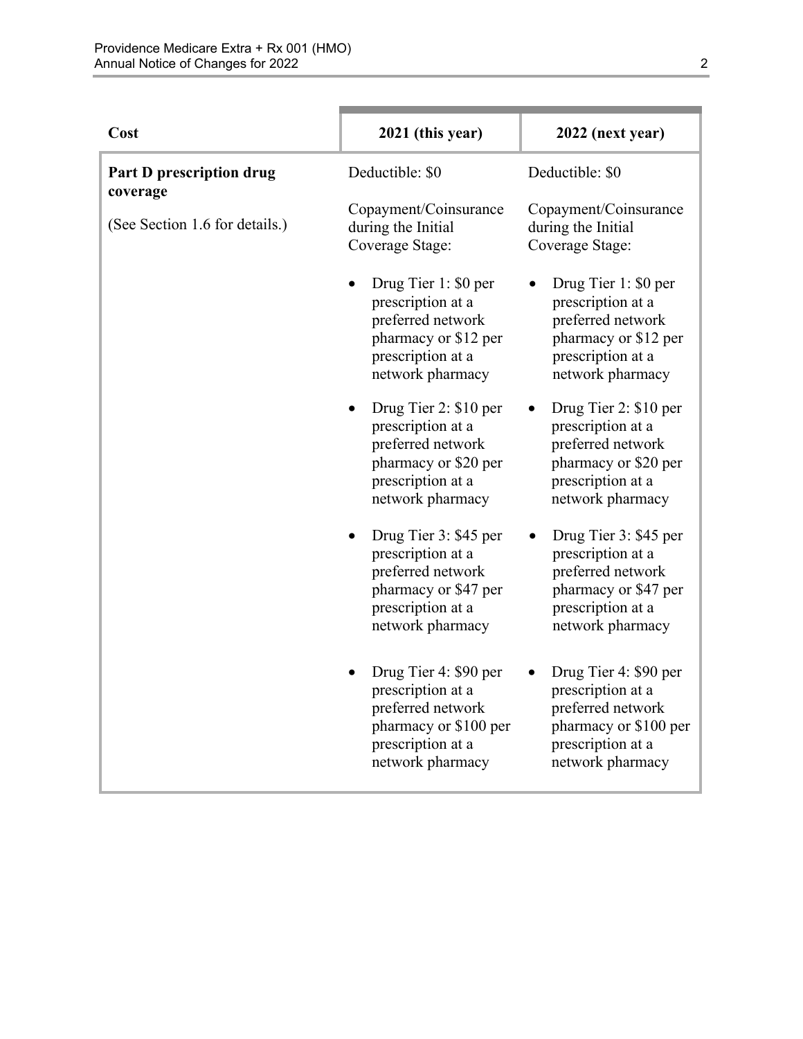| Cost | 2021 (this year) | 2022 (next year) |
|---|---|---|
| **Part D prescription drug coverage**<br><br>(See Section 1.6 for details.) | Deductible: $0<br><br>Copayment/Coinsurance during the Initial Coverage Stage:<br><br>• Drug Tier 1: $0 per prescription at a preferred network pharmacy or $12 per prescription at a network pharmacy<br><br>• Drug Tier 2: $10 per prescription at a preferred network pharmacy or $20 per prescription at a network pharmacy<br><br>• Drug Tier 3: $45 per prescription at a preferred network pharmacy or $47 per prescription at a network pharmacy<br><br>• Drug Tier 4: $90 per prescription at a preferred network pharmacy or $100 per prescription at a network pharmacy | Deductible: $0<br><br>Copayment/Coinsurance during the Initial Coverage Stage:<br><br>• Drug Tier 1: $0 per prescription at a preferred network pharmacy or $12 per prescription at a network pharmacy<br><br>• Drug Tier 2: $10 per prescription at a preferred network pharmacy or $20 per prescription at a network pharmacy<br><br>• Drug Tier 3: $45 per prescription at a preferred network pharmacy or $47 per prescription at a network pharmacy<br><br>• Drug Tier 4: $90 per prescription at a preferred network pharmacy or $100 per prescription at a network pharmacy |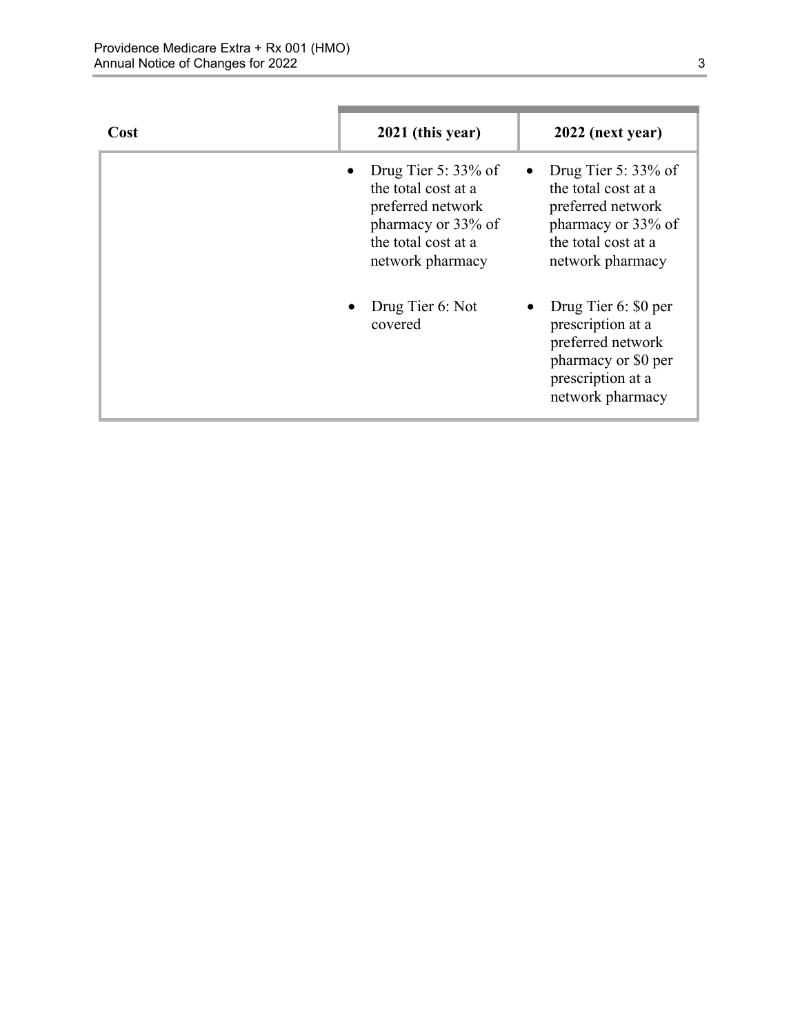| Cost | 2021 (this year) | 2022 (next year) |
|---|---|---|
| | • Drug Tier 5: 33% of the total cost at a preferred network pharmacy or 33% of the total cost at a network pharmacy<br><br>• Drug Tier 6: Not covered | • Drug Tier 5: 33% of the total cost at a preferred network pharmacy or 33% of the total cost at a network pharmacy<br><br>• Drug Tier 6: $0 per prescription at a preferred network pharmacy or $0 per prescription at a network pharmacy |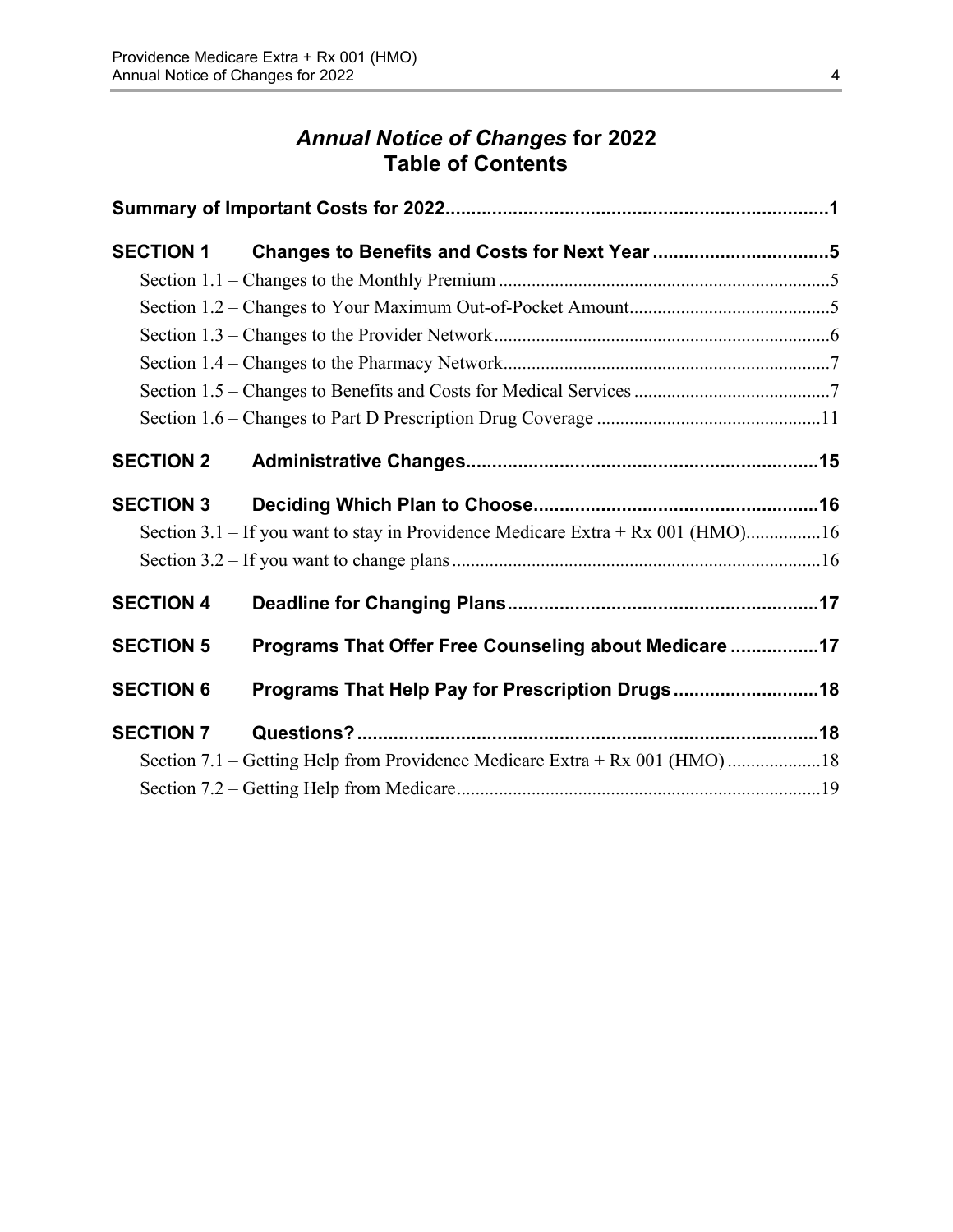# *Annual Notice of Changes* for 2022
# Table of Contents

**Summary of Important Costs for 2022.........................................................................1**

**SECTION 1 Changes to Benefits and Costs for Next Year .................................5**

Section 1.1 – Changes to the Monthly Premium .......................................................................5

Section 1.2 – Changes to Your Maximum Out-of-Pocket Amount...........................................5

Section 1.3 – Changes to the Provider Network........................................................................6

Section 1.4 – Changes to the Pharmacy Network......................................................................7

Section 1.5 – Changes to Benefits and Costs for Medical Services ..........................................7

Section 1.6 – Changes to Part D Prescription Drug Coverage ................................................11

**SECTION 2 Administrative Changes...................................................................15**

**SECTION 3 Deciding Which Plan to Choose.......................................................16**

Section 3.1 – If you want to stay in Providence Medicare Extra + Rx 001 (HMO)................16

Section 3.2 – If you want to change plans ...............................................................................16

**SECTION 4 Deadline for Changing Plans............................................................17**

**SECTION 5 Programs That Offer Free Counseling about Medicare .................17**

**SECTION 6 Programs That Help Pay for Prescription Drugs ............................18**

**SECTION 7 Questions?.........................................................................................18**

Section 7.1 – Getting Help from Providence Medicare Extra + Rx 001 (HMO) ....................18

Section 7.2 – Getting Help from Medicare..............................................................................19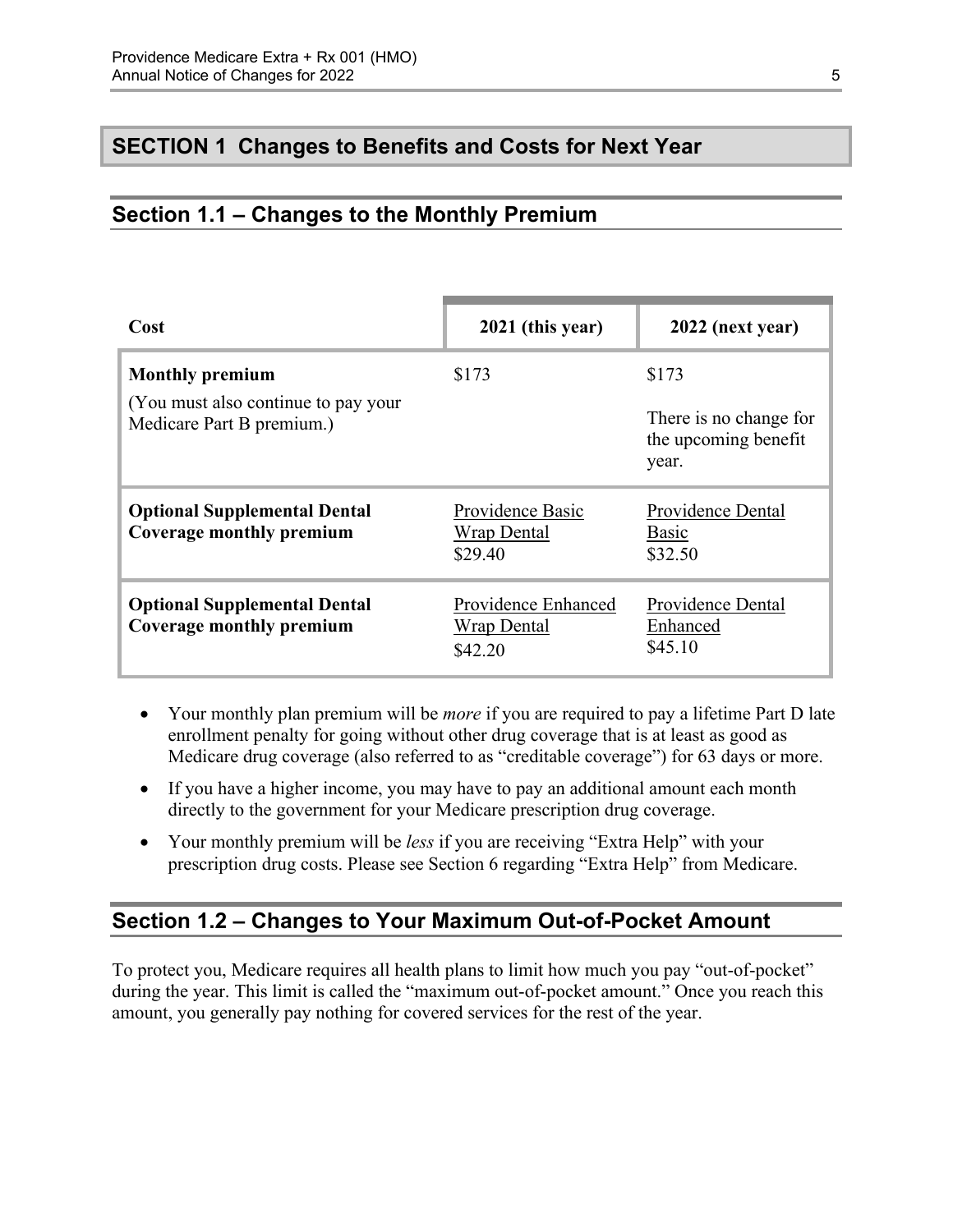## SECTION 1 Changes to Benefits and Costs for Next Year

### Section 1.1 – Changes to the Monthly Premium

| Cost | 2021 (this year) | 2022 (next year) |
|---|---|---|
| **Monthly premium**<br>(You must also continue to pay your Medicare Part B premium.) | $173 | $173<br>There is no change for the upcoming benefit year. |
| **Optional Supplemental Dental Coverage monthly premium** | Providence Basic Wrap Dental<br>$29.40 | Providence Dental Basic<br>$32.50 |
| **Optional Supplemental Dental Coverage monthly premium** | Providence Enhanced Wrap Dental<br>$42.20 | Providence Dental Enhanced<br>$45.10 |

- Your monthly plan premium will be *more* if you are required to pay a lifetime Part D late enrollment penalty for going without other drug coverage that is at least as good as Medicare drug coverage (also referred to as "creditable coverage") for 63 days or more.
- If you have a higher income, you may have to pay an additional amount each month directly to the government for your Medicare prescription drug coverage.
- Your monthly premium will be *less* if you are receiving "Extra Help" with your prescription drug costs. Please see Section 6 regarding "Extra Help" from Medicare.

### Section 1.2 – Changes to Your Maximum Out-of-Pocket Amount

To protect you, Medicare requires all health plans to limit how much you pay "out-of-pocket" during the year. This limit is called the "maximum out-of-pocket amount." Once you reach this amount, you generally pay nothing for covered services for the rest of the year.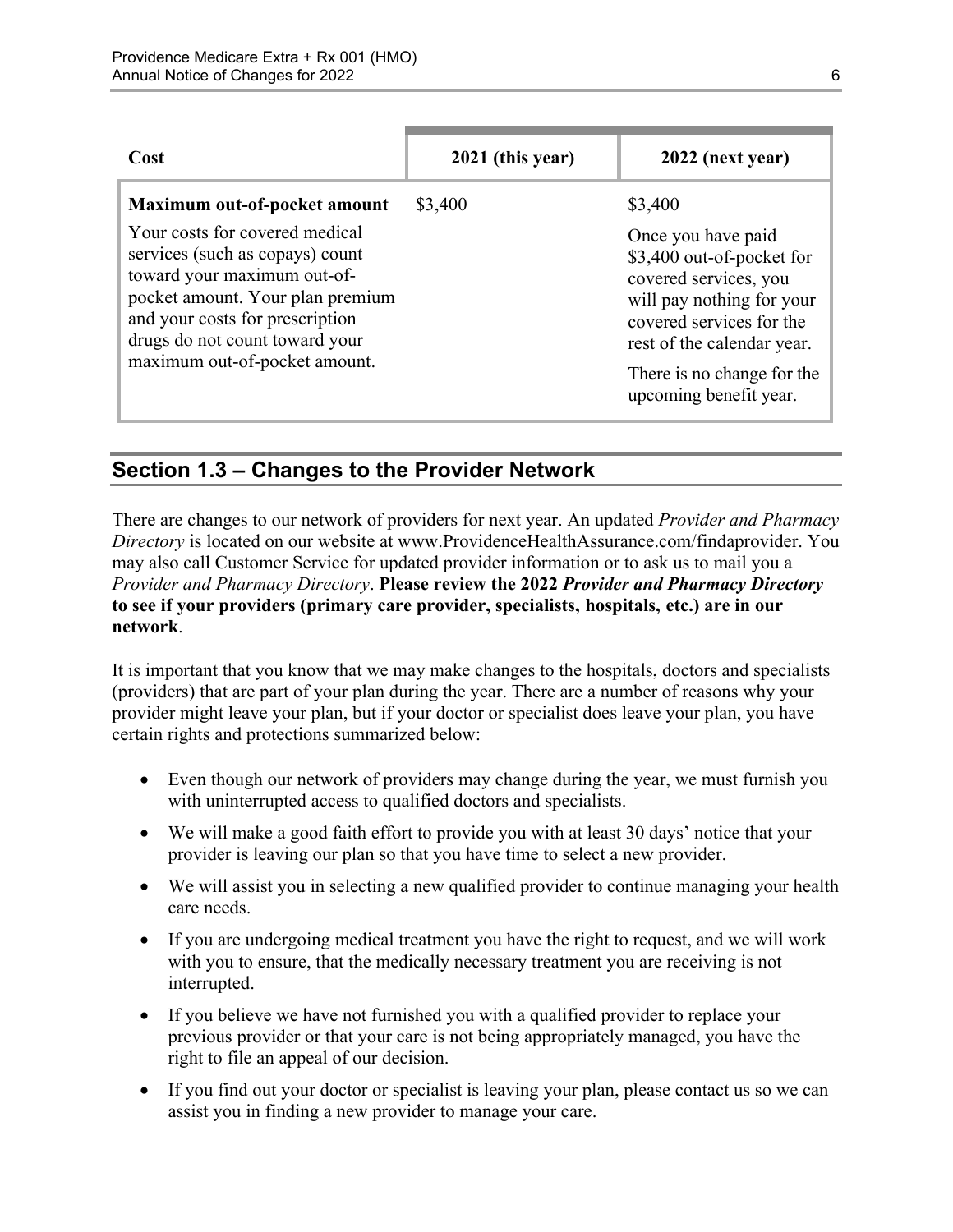| Cost | 2021 (this year) | 2022 (next year) |
|---|---|---|
| **Maximum out-of-pocket amount**<br><br>Your costs for covered medical services (such as copays) count toward your maximum out-of-pocket amount. Your plan premium and your costs for prescription drugs do not count toward your maximum out-of-pocket amount. | $3,400 | $3,400<br><br>Once you have paid $3,400 out-of-pocket for covered services, you will pay nothing for your covered services for the rest of the calendar year.<br><br>There is no change for the upcoming benefit year. |

## Section 1.3 – Changes to the Provider Network

There are changes to our network of providers for next year. An updated *Provider and Pharmacy Directory* is located on our website at www.ProvidenceHealthAssurance.com/findaprovider. You may also call Customer Service for updated provider information or to ask us to mail you a *Provider and Pharmacy Directory*. **Please review the 2022 *Provider and Pharmacy Directory* to see if your providers (primary care provider, specialists, hospitals, etc.) are in our network**.

It is important that you know that we may make changes to the hospitals, doctors and specialists (providers) that are part of your plan during the year. There are a number of reasons why your provider might leave your plan, but if your doctor or specialist does leave your plan, you have certain rights and protections summarized below:

- Even though our network of providers may change during the year, we must furnish you with uninterrupted access to qualified doctors and specialists.
- We will make a good faith effort to provide you with at least 30 days' notice that your provider is leaving our plan so that you have time to select a new provider.
- We will assist you in selecting a new qualified provider to continue managing your health care needs.
- If you are undergoing medical treatment you have the right to request, and we will work with you to ensure, that the medically necessary treatment you are receiving is not interrupted.
- If you believe we have not furnished you with a qualified provider to replace your previous provider or that your care is not being appropriately managed, you have the right to file an appeal of our decision.
- If you find out your doctor or specialist is leaving your plan, please contact us so we can assist you in finding a new provider to manage your care.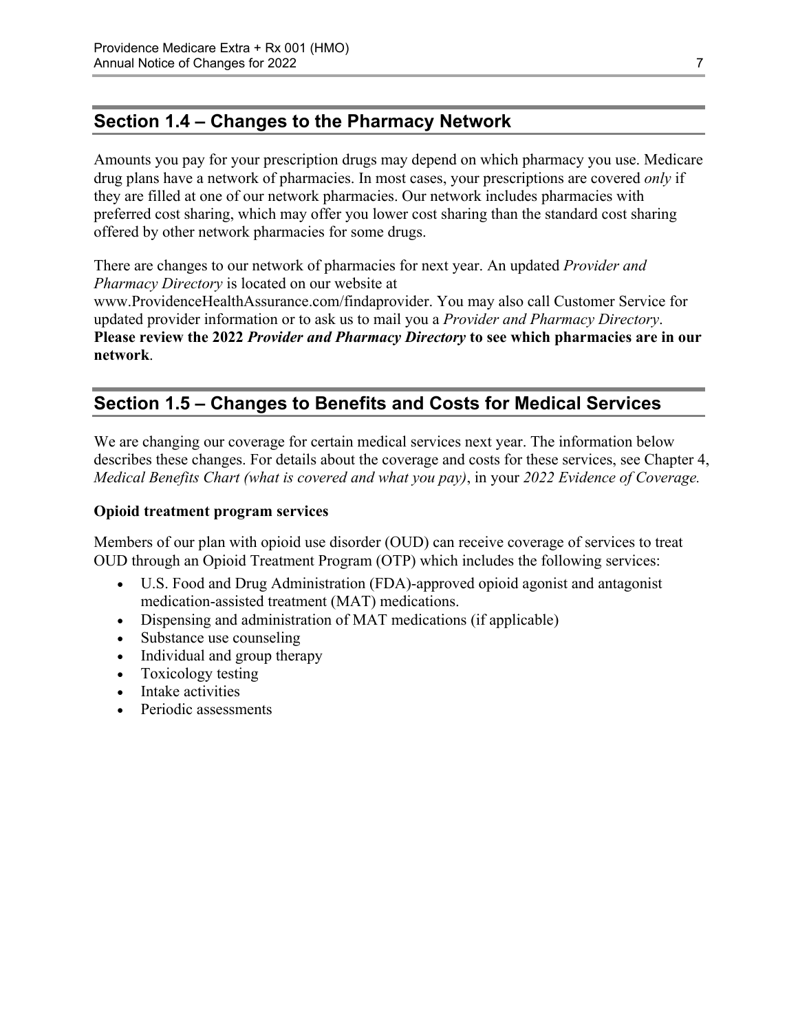## Section 1.4 – Changes to the Pharmacy Network

Amounts you pay for your prescription drugs may depend on which pharmacy you use. Medicare drug plans have a network of pharmacies. In most cases, your prescriptions are covered *only* if they are filled at one of our network pharmacies. Our network includes pharmacies with preferred cost sharing, which may offer you lower cost sharing than the standard cost sharing offered by other network pharmacies for some drugs.

There are changes to our network of pharmacies for next year. An updated *Provider and Pharmacy Directory* is located on our website at www.ProvidenceHealthAssurance.com/findaprovider. You may also call Customer Service for updated provider information or to ask us to mail you a *Provider and Pharmacy Directory*. **Please review the 2022 *Provider and Pharmacy Directory* to see which pharmacies are in our network**.

## Section 1.5 – Changes to Benefits and Costs for Medical Services

We are changing our coverage for certain medical services next year. The information below describes these changes. For details about the coverage and costs for these services, see Chapter 4, *Medical Benefits Chart (what is covered and what you pay)*, in your *2022 Evidence of Coverage.*

**Opioid treatment program services**

Members of our plan with opioid use disorder (OUD) can receive coverage of services to treat OUD through an Opioid Treatment Program (OTP) which includes the following services:

- U.S. Food and Drug Administration (FDA)-approved opioid agonist and antagonist medication-assisted treatment (MAT) medications.
- Dispensing and administration of MAT medications (if applicable)
- Substance use counseling
- Individual and group therapy
- Toxicology testing
- Intake activities
- Periodic assessments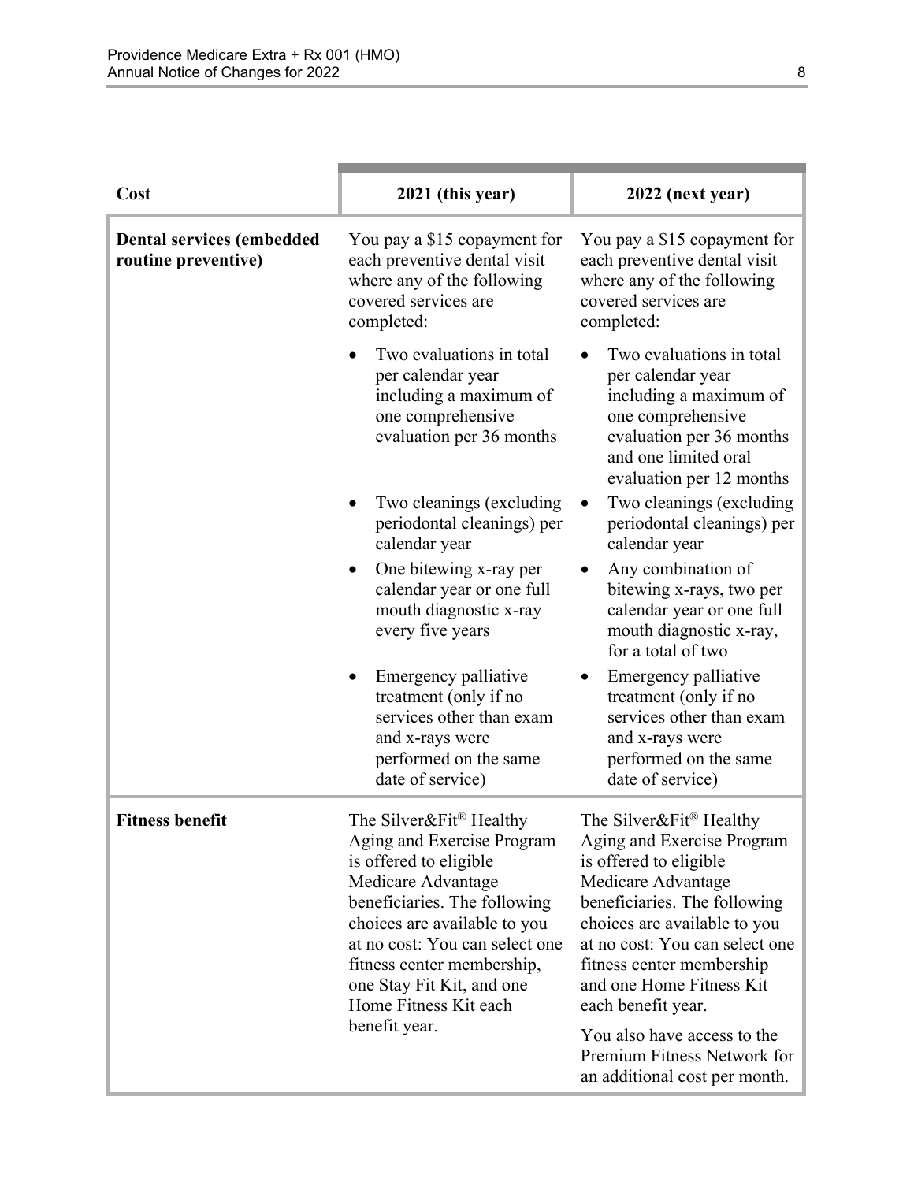| Cost | 2021 (this year) | 2022 (next year) |
| --- | --- | --- |
| **Dental services (embedded routine preventive)** | You pay a $15 copayment for each preventive dental visit where any of the following covered services are completed:<br>• Two evaluations in total per calendar year including a maximum of one comprehensive evaluation per 36 months<br>• Two cleanings (excluding periodontal cleanings) per calendar year<br>• One bitewing x-ray per calendar year or one full mouth diagnostic x-ray every five years<br>• Emergency palliative treatment (only if no services other than exam and x-rays were performed on the same date of service) | You pay a $15 copayment for each preventive dental visit where any of the following covered services are completed:<br>• Two evaluations in total per calendar year including a maximum of one comprehensive evaluation per 36 months and one limited oral evaluation per 12 months<br>• Two cleanings (excluding periodontal cleanings) per calendar year<br>• Any combination of bitewing x-rays, two per calendar year or one full mouth diagnostic x-ray, for a total of two<br>• Emergency palliative treatment (only if no services other than exam and x-rays were performed on the same date of service) |
| **Fitness benefit** | The Silver&Fit® Healthy Aging and Exercise Program is offered to eligible Medicare Advantage beneficiaries. The following choices are available to you at no cost: You can select one fitness center membership, one Stay Fit Kit, and one Home Fitness Kit each benefit year. | The Silver&Fit® Healthy Aging and Exercise Program is offered to eligible Medicare Advantage beneficiaries. The following choices are available to you at no cost: You can select one fitness center membership and one Home Fitness Kit each benefit year.<br>You also have access to the Premium Fitness Network for an additional cost per month. |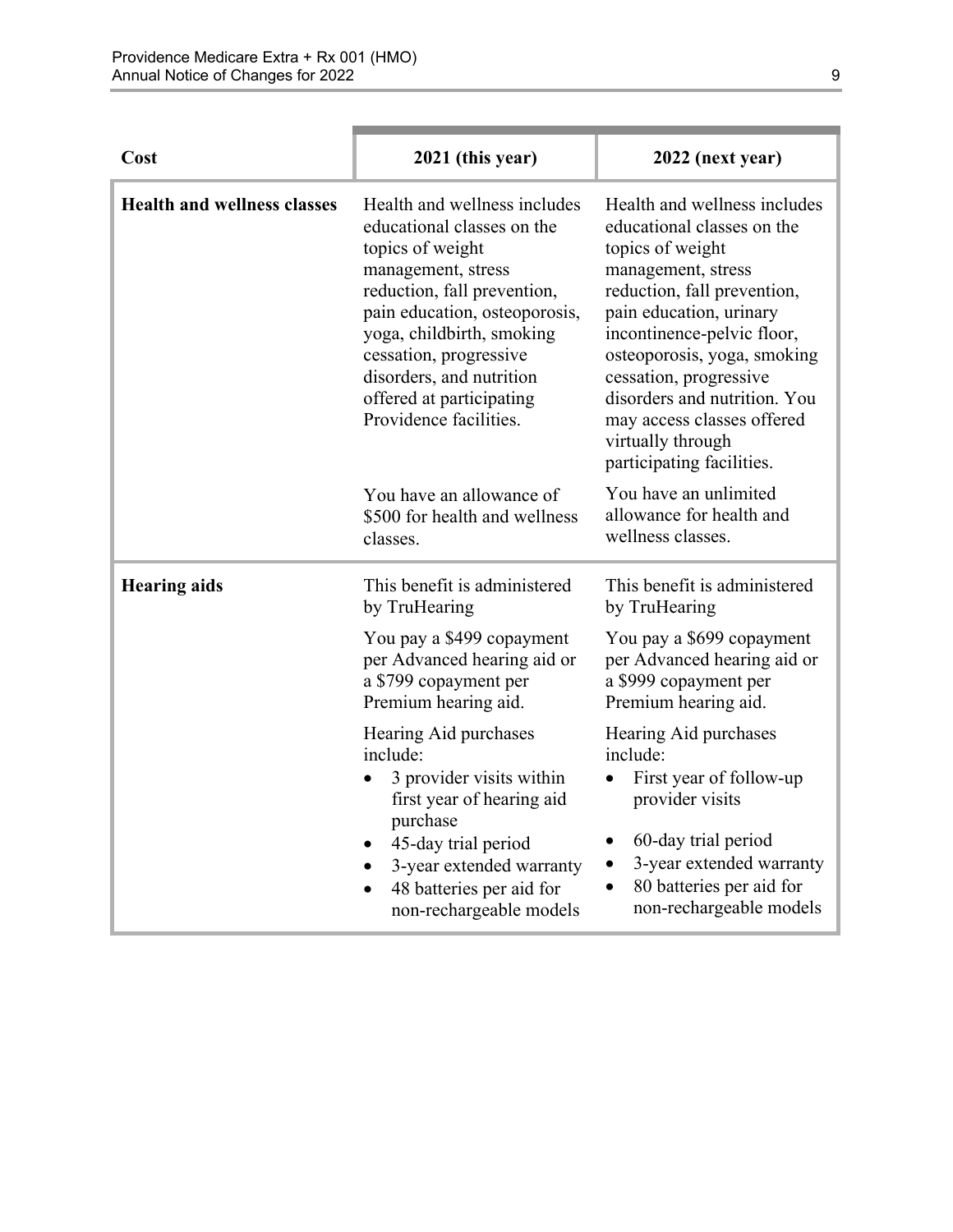| Cost | 2021 (this year) | 2022 (next year) |
|---|---|---|
| **Health and wellness classes** | Health and wellness includes educational classes on the topics of weight management, stress reduction, fall prevention, pain education, osteoporosis, yoga, childbirth, smoking cessation, progressive disorders, and nutrition offered at participating Providence facilities.<br><br>You have an allowance of $500 for health and wellness classes. | Health and wellness includes educational classes on the topics of weight management, stress reduction, fall prevention, pain education, urinary incontinence-pelvic floor, osteoporosis, yoga, smoking cessation, progressive disorders and nutrition. You may access classes offered virtually through participating facilities.<br><br>You have an unlimited allowance for health and wellness classes. |
| **Hearing aids** | This benefit is administered by TruHearing<br><br>You pay a $499 copayment per Advanced hearing aid or a $799 copayment per Premium hearing aid.<br><br>Hearing Aid purchases include:<br>• 3 provider visits within first year of hearing aid purchase<br>• 45-day trial period<br>• 3-year extended warranty<br>• 48 batteries per aid for non-rechargeable models | This benefit is administered by TruHearing<br><br>You pay a $699 copayment per Advanced hearing aid or a $999 copayment per Premium hearing aid.<br><br>Hearing Aid purchases include:<br>• First year of follow-up provider visits<br>• 60-day trial period<br>• 3-year extended warranty<br>• 80 batteries per aid for non-rechargeable models |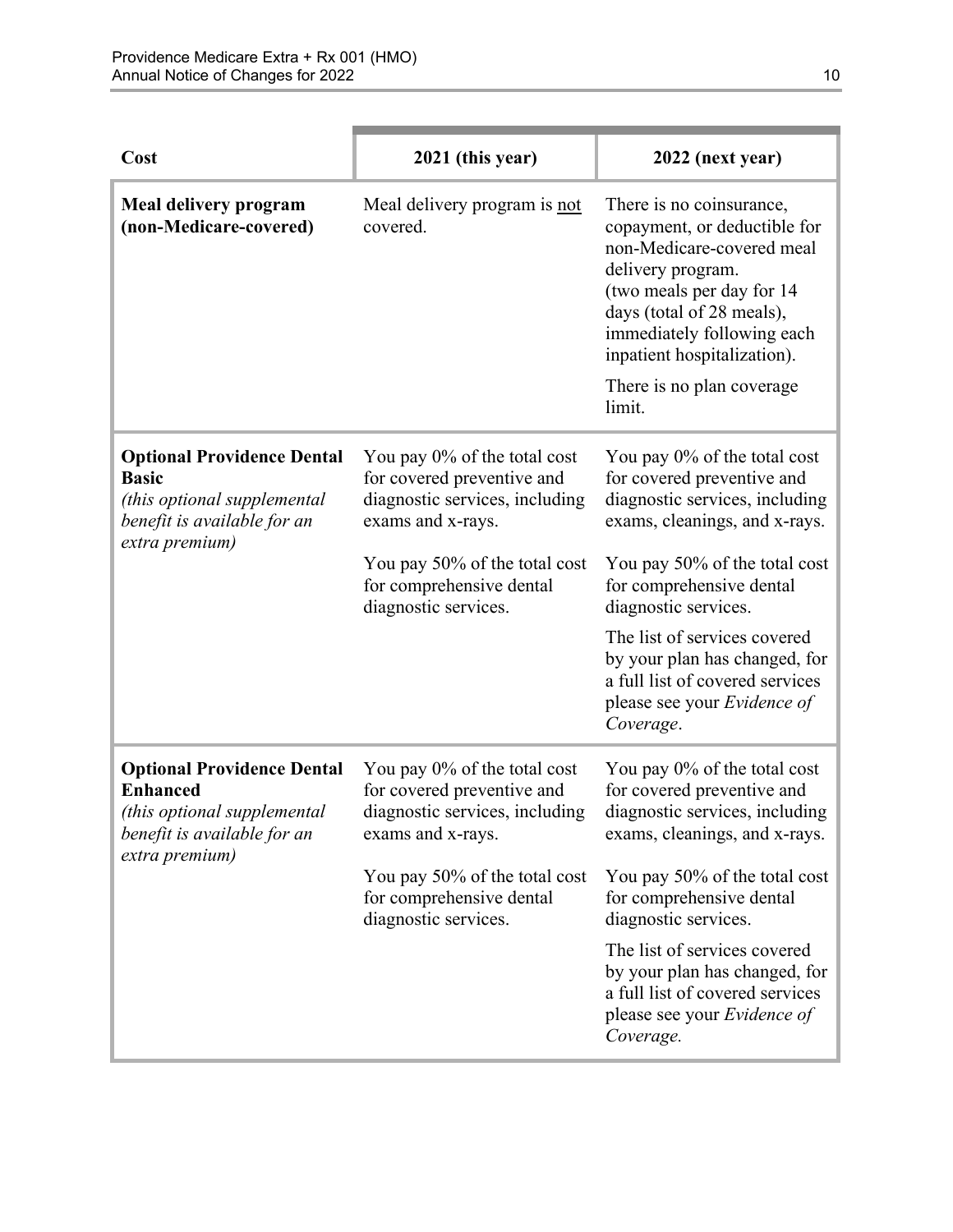| Cost | 2021 (this year) | 2022 (next year) |
|---|---|---|
| **Meal delivery program (non-Medicare-covered)** | Meal delivery program is <u>not</u> covered. | There is no coinsurance, copayment, or deductible for non-Medicare-covered meal delivery program. (two meals per day for 14 days (total of 28 meals), immediately following each inpatient hospitalization).<br><br>There is no plan coverage limit. |
| **Optional Providence Dental Basic** *(this optional supplemental benefit is available for an extra premium)* | You pay 0% of the total cost for covered preventive and diagnostic services, including exams and x-rays.<br><br>You pay 50% of the total cost for comprehensive dental diagnostic services. | You pay 0% of the total cost for covered preventive and diagnostic services, including exams, cleanings, and x-rays.<br><br>You pay 50% of the total cost for comprehensive dental diagnostic services.<br><br>The list of services covered by your plan has changed, for a full list of covered services please see your *Evidence of Coverage*. |
| **Optional Providence Dental Enhanced** *(this optional supplemental benefit is available for an extra premium)* | You pay 0% of the total cost for covered preventive and diagnostic services, including exams and x-rays.<br><br>You pay 50% of the total cost for comprehensive dental diagnostic services. | You pay 0% of the total cost for covered preventive and diagnostic services, including exams, cleanings, and x-rays.<br><br>You pay 50% of the total cost for comprehensive dental diagnostic services.<br><br>The list of services covered by your plan has changed, for a full list of covered services please see your *Evidence of Coverage.* |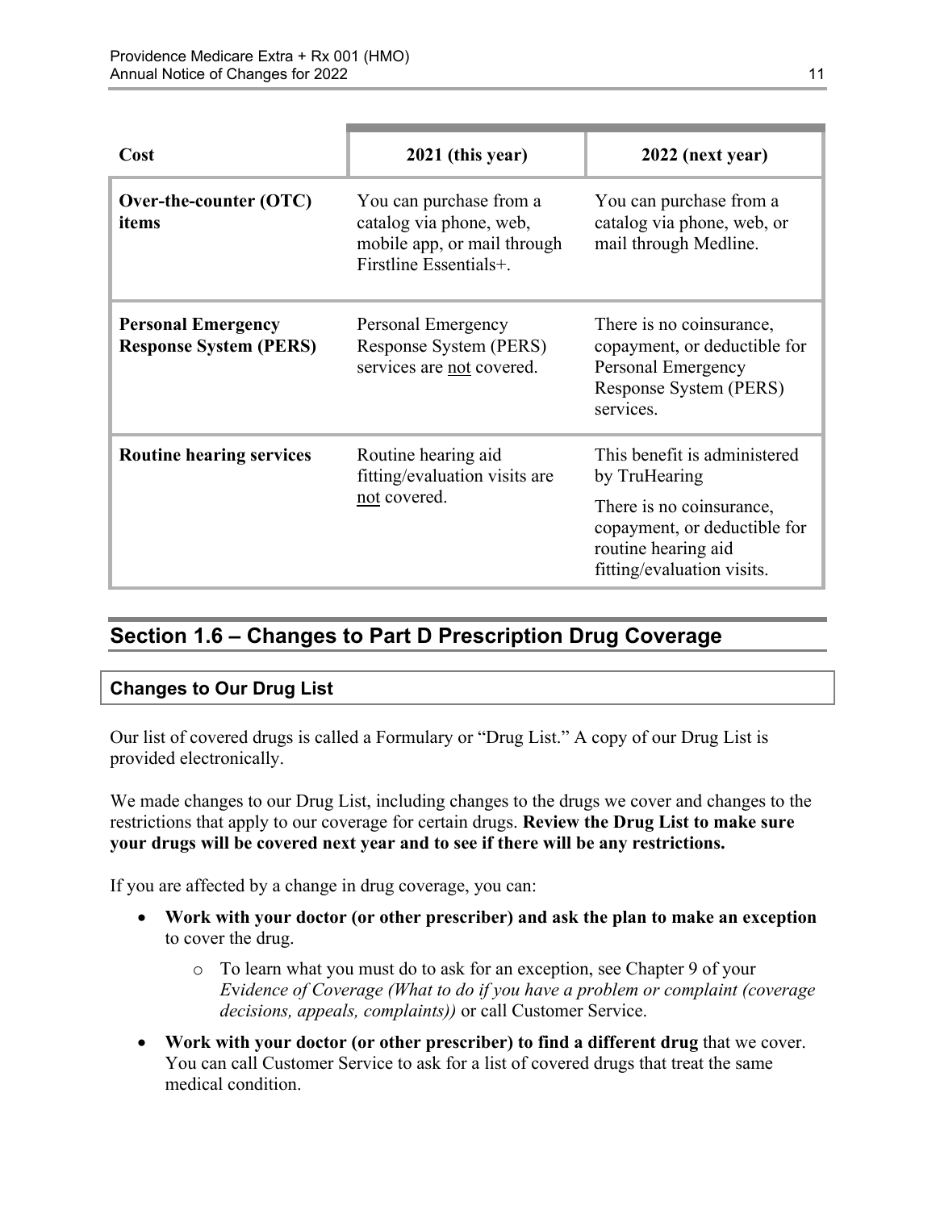| Cost | 2021 (this year) | 2022 (next year) |
| --- | --- | --- |
| **Over-the-counter (OTC) items** | You can purchase from a catalog via phone, web, mobile app, or mail through Firstline Essentials+. | You can purchase from a catalog via phone, web, or mail through Medline. |
| **Personal Emergency Response System (PERS)** | Personal Emergency Response System (PERS) services are not covered. | There is no coinsurance, copayment, or deductible for Personal Emergency Response System (PERS) services. |
| **Routine hearing services** | Routine hearing aid fitting/evaluation visits are not covered. | This benefit is administered by TruHearing<br><br>There is no coinsurance, copayment, or deductible for routine hearing aid fitting/evaluation visits. |

## Section 1.6 – Changes to Part D Prescription Drug Coverage

### Changes to Our Drug List

Our list of covered drugs is called a Formulary or "Drug List." A copy of our Drug List is provided electronically.

We made changes to our Drug List, including changes to the drugs we cover and changes to the restrictions that apply to our coverage for certain drugs. **Review the Drug List to make sure your drugs will be covered next year and to see if there will be any restrictions.**

If you are affected by a change in drug coverage, you can:

- **Work with your doctor (or other prescriber) and ask the plan to make an exception** to cover the drug.
  - To learn what you must do to ask for an exception, see Chapter 9 of your *Evidence of Coverage (What to do if you have a problem or complaint (coverage decisions, appeals, complaints))* or call Customer Service.
- **Work with your doctor (or other prescriber) to find a different drug** that we cover. You can call Customer Service to ask for a list of covered drugs that treat the same medical condition.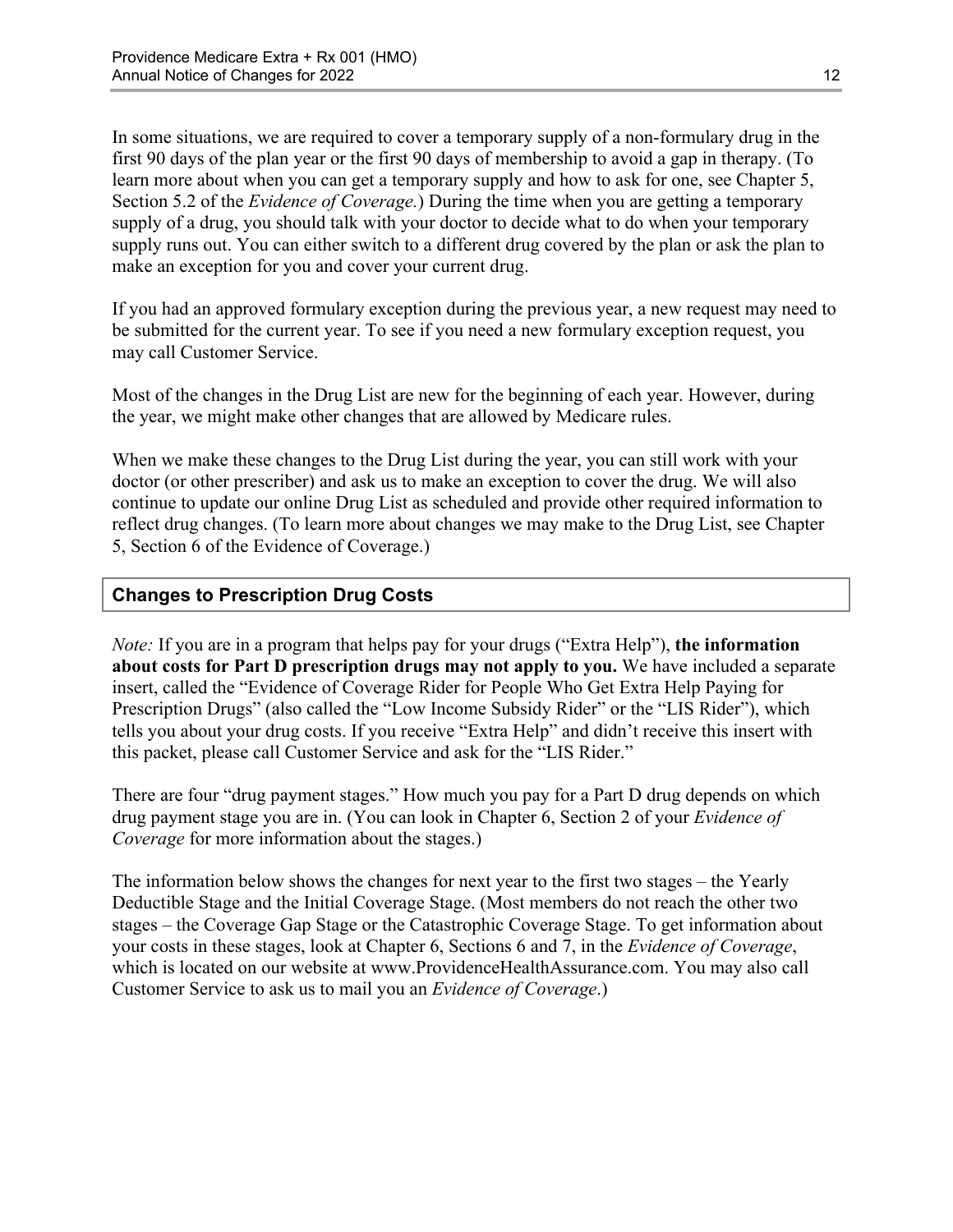In some situations, we are required to cover a temporary supply of a non-formulary drug in the first 90 days of the plan year or the first 90 days of membership to avoid a gap in therapy. (To learn more about when you can get a temporary supply and how to ask for one, see Chapter 5, Section 5.2 of the *Evidence of Coverage.*) During the time when you are getting a temporary supply of a drug, you should talk with your doctor to decide what to do when your temporary supply runs out. You can either switch to a different drug covered by the plan or ask the plan to make an exception for you and cover your current drug.

If you had an approved formulary exception during the previous year, a new request may need to be submitted for the current year. To see if you need a new formulary exception request, you may call Customer Service.

Most of the changes in the Drug List are new for the beginning of each year. However, during the year, we might make other changes that are allowed by Medicare rules.

When we make these changes to the Drug List during the year, you can still work with your doctor (or other prescriber) and ask us to make an exception to cover the drug. We will also continue to update our online Drug List as scheduled and provide other required information to reflect drug changes. (To learn more about changes we may make to the Drug List, see Chapter 5, Section 6 of the Evidence of Coverage.)

### Changes to Prescription Drug Costs

*Note:* If you are in a program that helps pay for your drugs ("Extra Help"), **the information about costs for Part D prescription drugs may not apply to you.** We have included a separate insert, called the "Evidence of Coverage Rider for People Who Get Extra Help Paying for Prescription Drugs" (also called the "Low Income Subsidy Rider" or the "LIS Rider"), which tells you about your drug costs. If you receive "Extra Help" and didn't receive this insert with this packet, please call Customer Service and ask for the "LIS Rider."

There are four "drug payment stages." How much you pay for a Part D drug depends on which drug payment stage you are in. (You can look in Chapter 6, Section 2 of your *Evidence of Coverage* for more information about the stages.)

The information below shows the changes for next year to the first two stages – the Yearly Deductible Stage and the Initial Coverage Stage. (Most members do not reach the other two stages – the Coverage Gap Stage or the Catastrophic Coverage Stage. To get information about your costs in these stages, look at Chapter 6, Sections 6 and 7, in the *Evidence of Coverage*, which is located on our website at www.ProvidenceHealthAssurance.com. You may also call Customer Service to ask us to mail you an *Evidence of Coverage*.)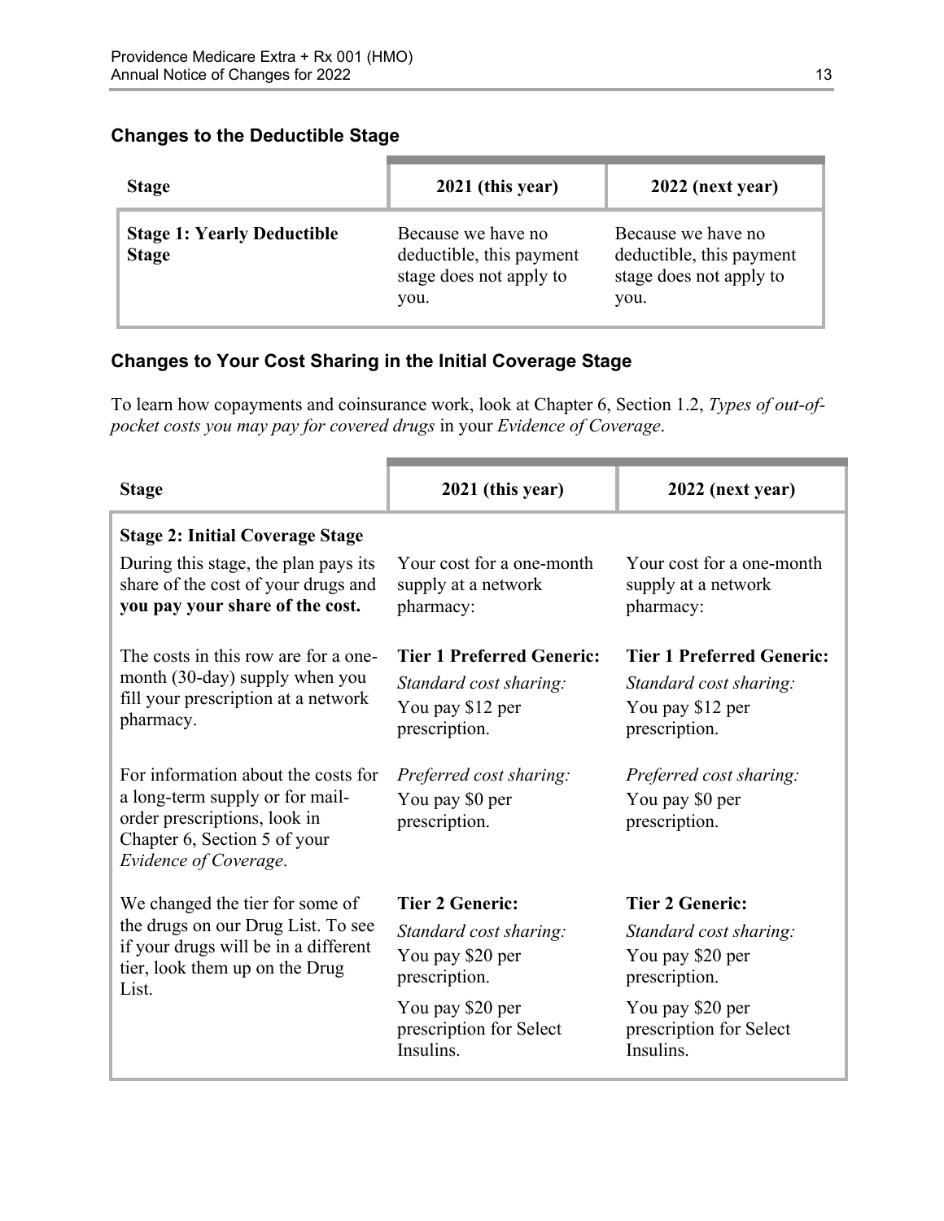### Changes to the Deductible Stage

| Stage | 2021 (this year) | 2022 (next year) |
|---|---|---|
| **Stage 1: Yearly Deductible Stage** | Because we have no deductible, this payment stage does not apply to you. | Because we have no deductible, this payment stage does not apply to you. |

### Changes to Your Cost Sharing in the Initial Coverage Stage

To learn how copayments and coinsurance work, look at Chapter 6, Section 1.2, *Types of out-of-pocket costs you may pay for covered drugs* in your *Evidence of Coverage*.

| Stage | 2021 (this year) | 2022 (next year) |
|---|---|---|
| **Stage 2: Initial Coverage Stage**<br>During this stage, the plan pays its share of the cost of your drugs and **you pay your share of the cost.** | Your cost for a one-month supply at a network pharmacy: | Your cost for a one-month supply at a network pharmacy: |
| The costs in this row are for a one-month (30-day) supply when you fill your prescription at a network pharmacy. | **Tier 1 Preferred Generic:**<br>*Standard cost sharing:*<br>You pay $12 per prescription. | **Tier 1 Preferred Generic:**<br>*Standard cost sharing:*<br>You pay $12 per prescription. |
| For information about the costs for a long-term supply or for mail-order prescriptions, look in Chapter 6, Section 5 of your *Evidence of Coverage*. | *Preferred cost sharing:*<br>You pay $0 per prescription. | *Preferred cost sharing:*<br>You pay $0 per prescription. |
| We changed the tier for some of the drugs on our Drug List. To see if your drugs will be in a different tier, look them up on the Drug List. | **Tier 2 Generic:**<br>*Standard cost sharing:*<br>You pay $20 per prescription.<br>You pay $20 per prescription for Select Insulins. | **Tier 2 Generic:**<br>*Standard cost sharing:*<br>You pay $20 per prescription.<br>You pay $20 per prescription for Select Insulins. |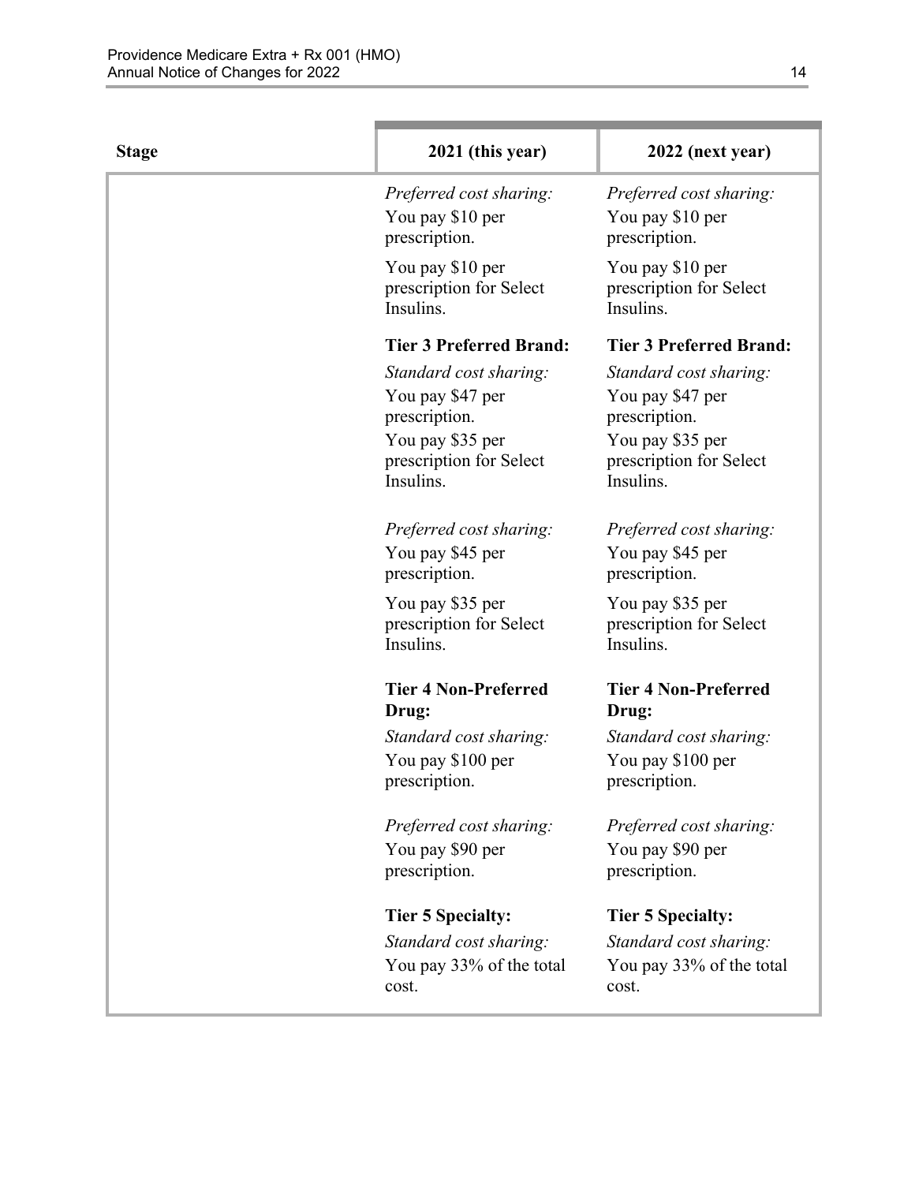| Stage | 2021 (this year) | 2022 (next year) |
|---|---|---|
| | *Preferred cost sharing:*<br>You pay $10 per prescription.<br>You pay $10 per prescription for Select Insulins.<br><br>**Tier 3 Preferred Brand:**<br>*Standard cost sharing:*<br>You pay $47 per prescription.<br>You pay $35 per prescription for Select Insulins.<br><br>*Preferred cost sharing:*<br>You pay $45 per prescription.<br>You pay $35 per prescription for Select Insulins.<br><br>**Tier 4 Non-Preferred Drug:**<br>*Standard cost sharing:*<br>You pay $100 per prescription.<br><br>*Preferred cost sharing:*<br>You pay $90 per prescription.<br><br>**Tier 5 Specialty:**<br>*Standard cost sharing:*<br>You pay 33% of the total cost. | *Preferred cost sharing:*<br>You pay $10 per prescription.<br>You pay $10 per prescription for Select Insulins.<br><br>**Tier 3 Preferred Brand:**<br>*Standard cost sharing:*<br>You pay $47 per prescription.<br>You pay $35 per prescription for Select Insulins.<br><br>*Preferred cost sharing:*<br>You pay $45 per prescription.<br>You pay $35 per prescription for Select Insulins.<br><br>**Tier 4 Non-Preferred Drug:**<br>*Standard cost sharing:*<br>You pay $100 per prescription.<br><br>*Preferred cost sharing:*<br>You pay $90 per prescription.<br><br>**Tier 5 Specialty:**<br>*Standard cost sharing:*<br>You pay 33% of the total cost. |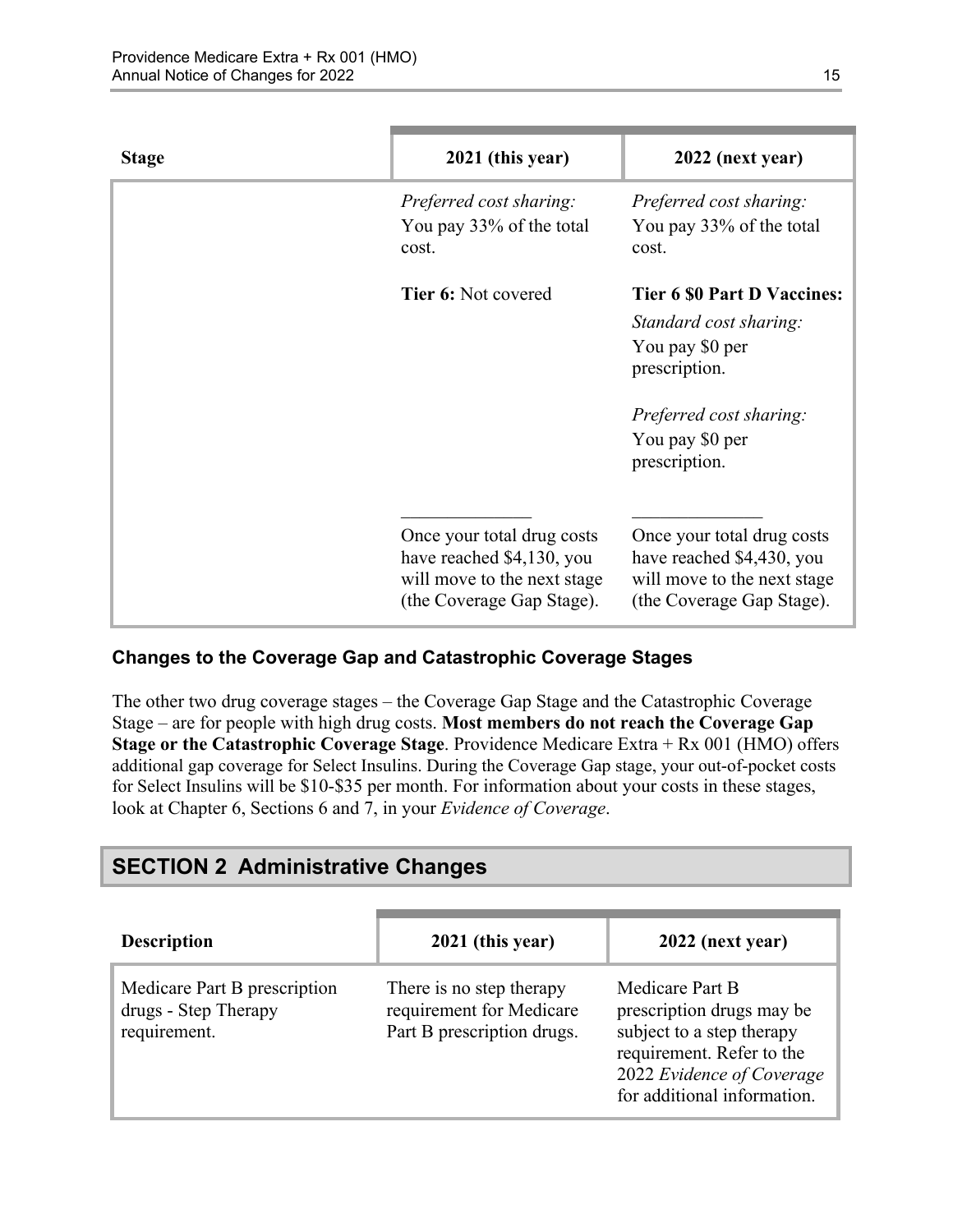| Stage | 2021 (this year) | 2022 (next year) |
| --- | --- | --- |
| | *Preferred cost sharing:*<br>You pay 33% of the total cost.<br><br>**Tier 6:** Not covered<br><br>\_\_\_\_\_\_\_\_\_\_\_\_\_\_<br>Once your total drug costs have reached $4,130, you will move to the next stage (the Coverage Gap Stage). | *Preferred cost sharing:*<br>You pay 33% of the total cost.<br><br>**Tier 6 $0 Part D Vaccines:**<br>*Standard cost sharing:*<br>You pay $0 per prescription.<br><br>*Preferred cost sharing:*<br>You pay $0 per prescription.<br><br>\_\_\_\_\_\_\_\_\_\_\_\_\_\_<br>Once your total drug costs have reached $4,430, you will move to the next stage (the Coverage Gap Stage). |

### Changes to the Coverage Gap and Catastrophic Coverage Stages

The other two drug coverage stages – the Coverage Gap Stage and the Catastrophic Coverage Stage – are for people with high drug costs. **Most members do not reach the Coverage Gap Stage or the Catastrophic Coverage Stage**. Providence Medicare Extra + Rx 001 (HMO) offers additional gap coverage for Select Insulins. During the Coverage Gap stage, your out-of-pocket costs for Select Insulins will be $10-$35 per month. For information about your costs in these stages, look at Chapter 6, Sections 6 and 7, in your *Evidence of Coverage*.

## SECTION 2 Administrative Changes

| Description | 2021 (this year) | 2022 (next year) |
| --- | --- | --- |
| Medicare Part B prescription drugs - Step Therapy requirement. | There is no step therapy requirement for Medicare Part B prescription drugs. | Medicare Part B prescription drugs may be subject to a step therapy requirement. Refer to the 2022 *Evidence of Coverage* for additional information. |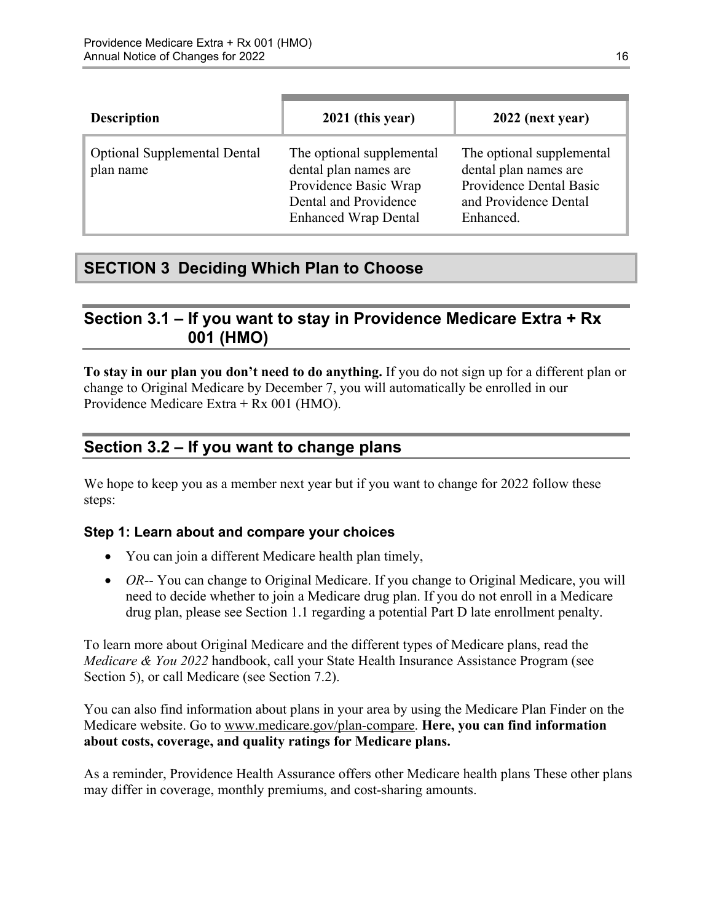| Description | 2021 (this year) | 2022 (next year) |
|---|---|---|
| Optional Supplemental Dental plan name | The optional supplemental dental plan names are Providence Basic Wrap Dental and Providence Enhanced Wrap Dental | The optional supplemental dental plan names are Providence Dental Basic and Providence Dental Enhanced. |

# SECTION 3 Deciding Which Plan to Choose

## Section 3.1 – If you want to stay in Providence Medicare Extra + Rx 001 (HMO)

**To stay in our plan you don't need to do anything.** If you do not sign up for a different plan or change to Original Medicare by December 7, you will automatically be enrolled in our Providence Medicare Extra + Rx 001 (HMO).

## Section 3.2 – If you want to change plans

We hope to keep you as a member next year but if you want to change for 2022 follow these steps:

### Step 1: Learn about and compare your choices

- You can join a different Medicare health plan timely,
- *OR*-- You can change to Original Medicare. If you change to Original Medicare, you will need to decide whether to join a Medicare drug plan. If you do not enroll in a Medicare drug plan, please see Section 1.1 regarding a potential Part D late enrollment penalty.

To learn more about Original Medicare and the different types of Medicare plans, read the *Medicare & You 2022* handbook, call your State Health Insurance Assistance Program (see Section 5), or call Medicare (see Section 7.2).

You can also find information about plans in your area by using the Medicare Plan Finder on the Medicare website. Go to www.medicare.gov/plan-compare. **Here, you can find information about costs, coverage, and quality ratings for Medicare plans.**

As a reminder, Providence Health Assurance offers other Medicare health plans These other plans may differ in coverage, monthly premiums, and cost-sharing amounts.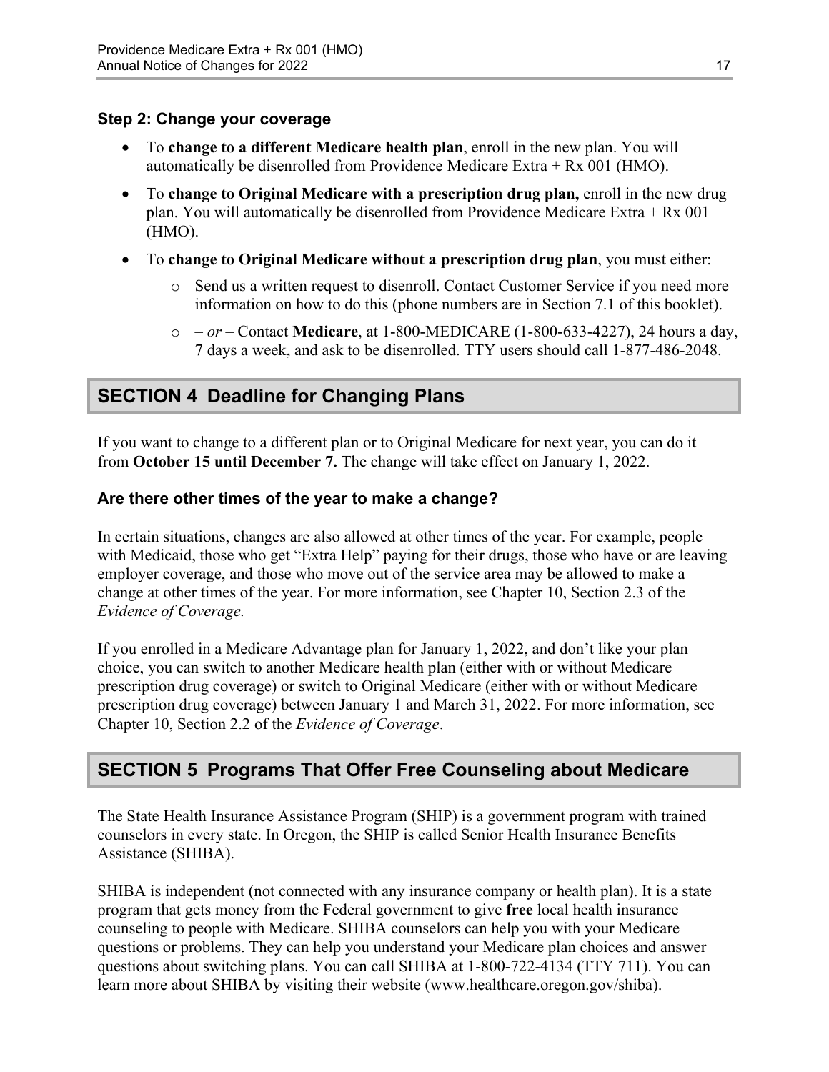### Step 2: Change your coverage

- To **change to a different Medicare health plan**, enroll in the new plan. You will automatically be disenrolled from Providence Medicare Extra + Rx 001 (HMO).
- To **change to Original Medicare with a prescription drug plan,** enroll in the new drug plan. You will automatically be disenrolled from Providence Medicare Extra + Rx 001 (HMO).
- To **change to Original Medicare without a prescription drug plan**, you must either:
  - Send us a written request to disenroll. Contact Customer Service if you need more information on how to do this (phone numbers are in Section 7.1 of this booklet).
  - – *or* – Contact **Medicare**, at 1-800-MEDICARE (1-800-633-4227), 24 hours a day, 7 days a week, and ask to be disenrolled. TTY users should call 1-877-486-2048.

## SECTION 4 Deadline for Changing Plans

If you want to change to a different plan or to Original Medicare for next year, you can do it from **October 15 until December 7.** The change will take effect on January 1, 2022.

### Are there other times of the year to make a change?

In certain situations, changes are also allowed at other times of the year. For example, people with Medicaid, those who get "Extra Help" paying for their drugs, those who have or are leaving employer coverage, and those who move out of the service area may be allowed to make a change at other times of the year. For more information, see Chapter 10, Section 2.3 of the *Evidence of Coverage.*

If you enrolled in a Medicare Advantage plan for January 1, 2022, and don't like your plan choice, you can switch to another Medicare health plan (either with or without Medicare prescription drug coverage) or switch to Original Medicare (either with or without Medicare prescription drug coverage) between January 1 and March 31, 2022. For more information, see Chapter 10, Section 2.2 of the *Evidence of Coverage*.

## SECTION 5 Programs That Offer Free Counseling about Medicare

The State Health Insurance Assistance Program (SHIP) is a government program with trained counselors in every state. In Oregon, the SHIP is called Senior Health Insurance Benefits Assistance (SHIBA).

SHIBA is independent (not connected with any insurance company or health plan). It is a state program that gets money from the Federal government to give **free** local health insurance counseling to people with Medicare. SHIBA counselors can help you with your Medicare questions or problems. They can help you understand your Medicare plan choices and answer questions about switching plans. You can call SHIBA at 1-800-722-4134 (TTY 711). You can learn more about SHIBA by visiting their website (www.healthcare.oregon.gov/shiba).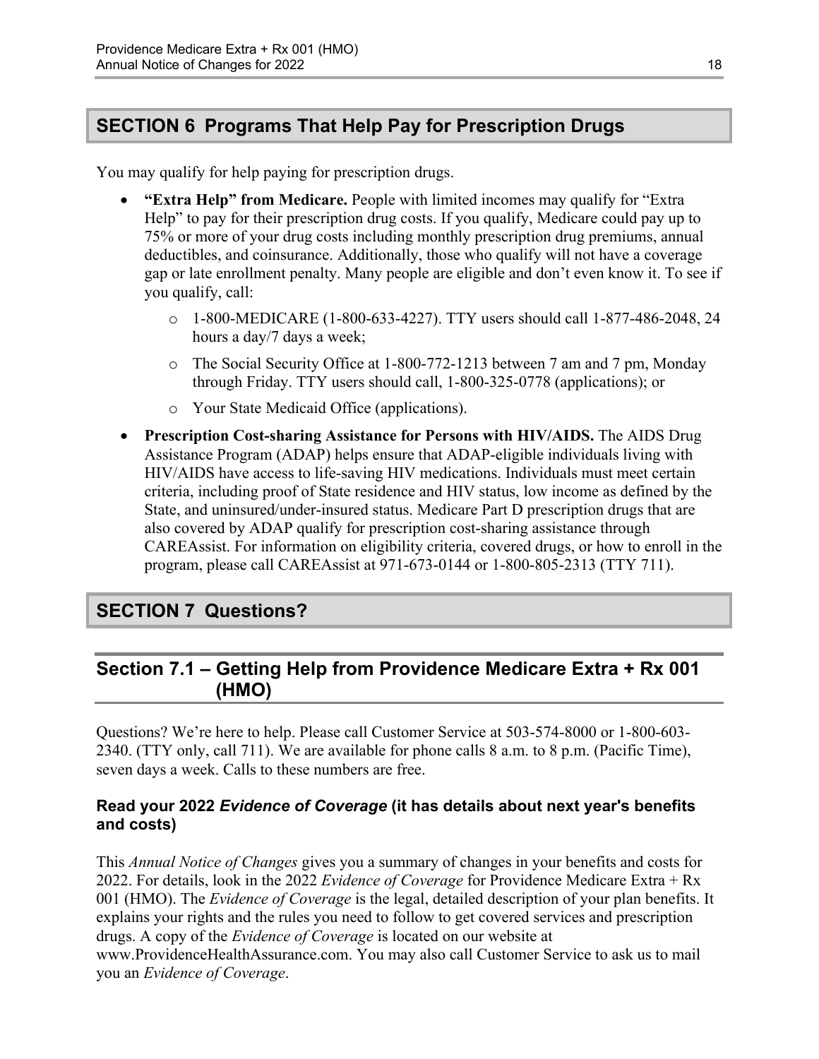## SECTION 6 Programs That Help Pay for Prescription Drugs

You may qualify for help paying for prescription drugs.

- **"Extra Help" from Medicare.** People with limited incomes may qualify for "Extra Help" to pay for their prescription drug costs. If you qualify, Medicare could pay up to 75% or more of your drug costs including monthly prescription drug premiums, annual deductibles, and coinsurance. Additionally, those who qualify will not have a coverage gap or late enrollment penalty. Many people are eligible and don't even know it. To see if you qualify, call:
  - 1-800-MEDICARE (1-800-633-4227). TTY users should call 1-877-486-2048, 24 hours a day/7 days a week;
  - The Social Security Office at 1-800-772-1213 between 7 am and 7 pm, Monday through Friday. TTY users should call, 1-800-325-0778 (applications); or
  - Your State Medicaid Office (applications).
- **Prescription Cost-sharing Assistance for Persons with HIV/AIDS.** The AIDS Drug Assistance Program (ADAP) helps ensure that ADAP-eligible individuals living with HIV/AIDS have access to life-saving HIV medications. Individuals must meet certain criteria, including proof of State residence and HIV status, low income as defined by the State, and uninsured/under-insured status. Medicare Part D prescription drugs that are also covered by ADAP qualify for prescription cost-sharing assistance through CAREAssist. For information on eligibility criteria, covered drugs, or how to enroll in the program, please call CAREAssist at 971-673-0144 or 1-800-805-2313 (TTY 711).

## SECTION 7 Questions?

### Section 7.1 – Getting Help from Providence Medicare Extra + Rx 001 (HMO)

Questions? We're here to help. Please call Customer Service at 503-574-8000 or 1-800-603-2340. (TTY only, call 711). We are available for phone calls 8 a.m. to 8 p.m. (Pacific Time), seven days a week. Calls to these numbers are free.

#### Read your 2022 *Evidence of Coverage* (it has details about next year's benefits and costs)

This *Annual Notice of Changes* gives you a summary of changes in your benefits and costs for 2022. For details, look in the 2022 *Evidence of Coverage* for Providence Medicare Extra + Rx 001 (HMO). The *Evidence of Coverage* is the legal, detailed description of your plan benefits. It explains your rights and the rules you need to follow to get covered services and prescription drugs. A copy of the *Evidence of Coverage* is located on our website at www.ProvidenceHealthAssurance.com. You may also call Customer Service to ask us to mail you an *Evidence of Coverage*.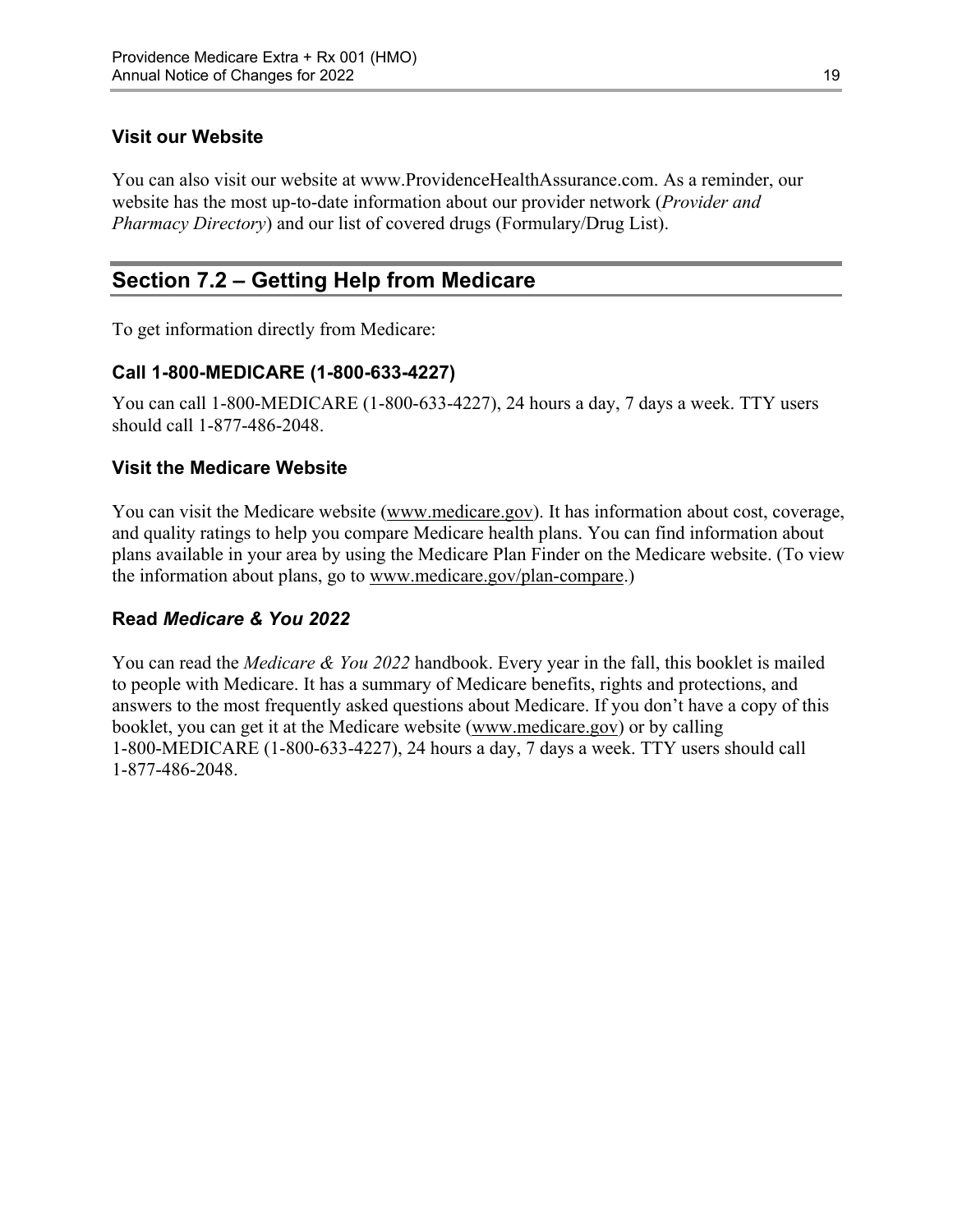### Visit our Website

You can also visit our website at www.ProvidenceHealthAssurance.com. As a reminder, our website has the most up-to-date information about our provider network (*Provider and Pharmacy Directory*) and our list of covered drugs (Formulary/Drug List).

## Section 7.2 – Getting Help from Medicare

To get information directly from Medicare:

### Call 1-800-MEDICARE (1-800-633-4227)

You can call 1-800-MEDICARE (1-800-633-4227), 24 hours a day, 7 days a week. TTY users should call 1-877-486-2048.

### Visit the Medicare Website

You can visit the Medicare website (www.medicare.gov). It has information about cost, coverage, and quality ratings to help you compare Medicare health plans. You can find information about plans available in your area by using the Medicare Plan Finder on the Medicare website. (To view the information about plans, go to www.medicare.gov/plan-compare.)

### Read *Medicare & You 2022*

You can read the *Medicare & You 2022* handbook. Every year in the fall, this booklet is mailed to people with Medicare. It has a summary of Medicare benefits, rights and protections, and answers to the most frequently asked questions about Medicare. If you don't have a copy of this booklet, you can get it at the Medicare website (www.medicare.gov) or by calling 1-800-MEDICARE (1-800-633-4227), 24 hours a day, 7 days a week. TTY users should call 1-877-486-2048.